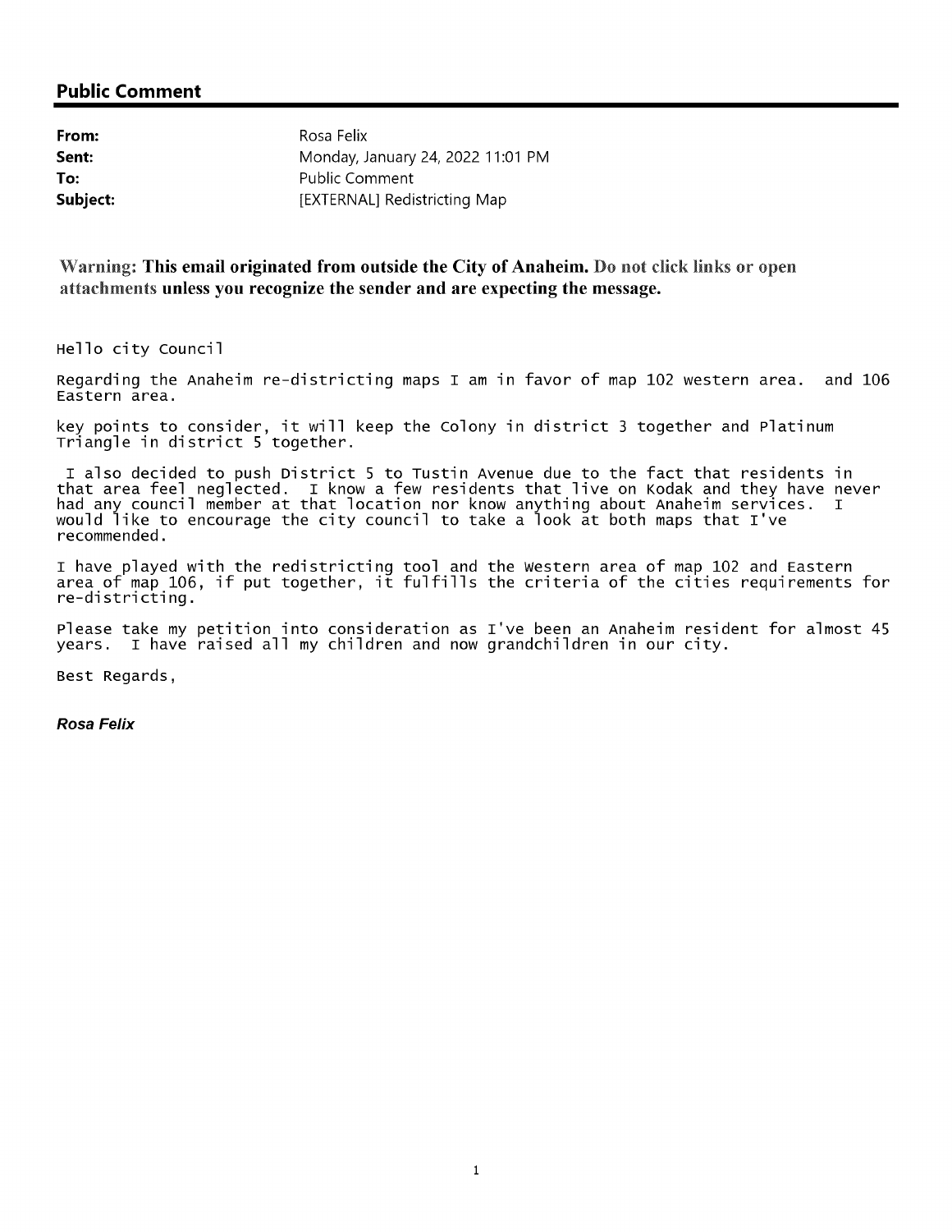## Public Comment

| | |
|---|---|
| **From:** | Rosa Felix |
| **Sent:** | Monday, January 24, 2022 11:01 PM |
| **To:** | Public Comment |
| **Subject:** | [EXTERNAL] Redistricting Map |

**Warning: This email originated from outside the City of Anaheim. Do not click links or open attachments unless you recognize the sender and are expecting the message.**

Hello city Council

Regarding the Anaheim re-districting maps I am in favor of map 102 western area. and 106 Eastern area.

key points to consider, it will keep the Colony in district 3 together and Platinum Triangle in district 5 together.

I also decided to push District 5 to Tustin Avenue due to the fact that residents in that area feel neglected. I know a few residents that live on Kodak and they have never had any council member at that location nor know anything about Anaheim services. I would like to encourage the city council to take a look at both maps that I've recommended.

I have played with the redistricting tool and the Western area of map 102 and Eastern area of map 106, if put together, it fulfills the criteria of the cities requirements for re-districting.

Please take my petition into consideration as I've been an Anaheim resident for almost 45 years. I have raised all my children and now grandchildren in our city.

Best Regards,

***Rosa Felix***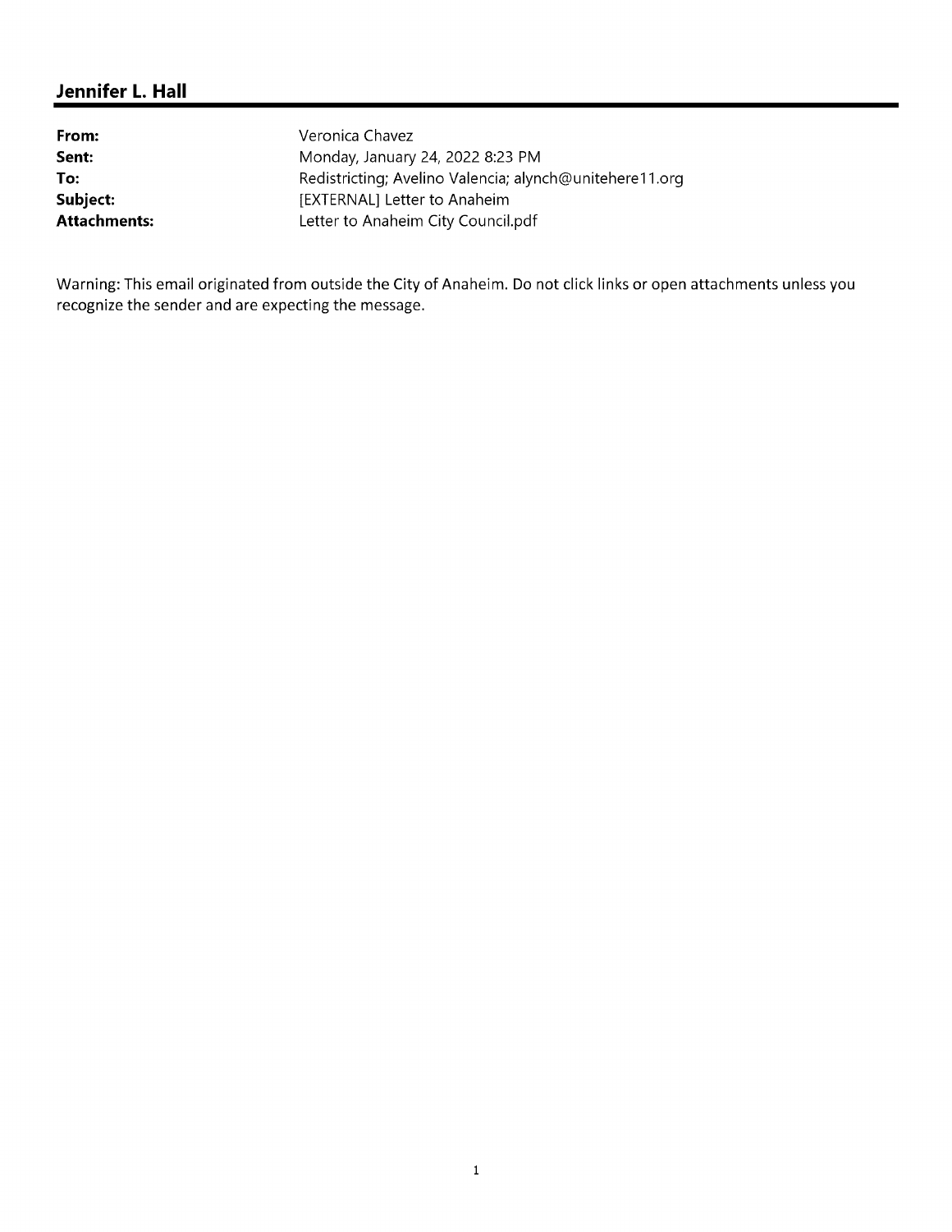## Jennifer L. Hall

| | |
|---|---|
| **From:** | Veronica Chavez |
| **Sent:** | Monday, January 24, 2022 8:23 PM |
| **To:** | Redistricting; Avelino Valencia; alynch@unitehere11.org |
| **Subject:** | [EXTERNAL] Letter to Anaheim |
| **Attachments:** | Letter to Anaheim City Council.pdf |

Warning: This email originated from outside the City of Anaheim. Do not click links or open attachments unless you recognize the sender and are expecting the message.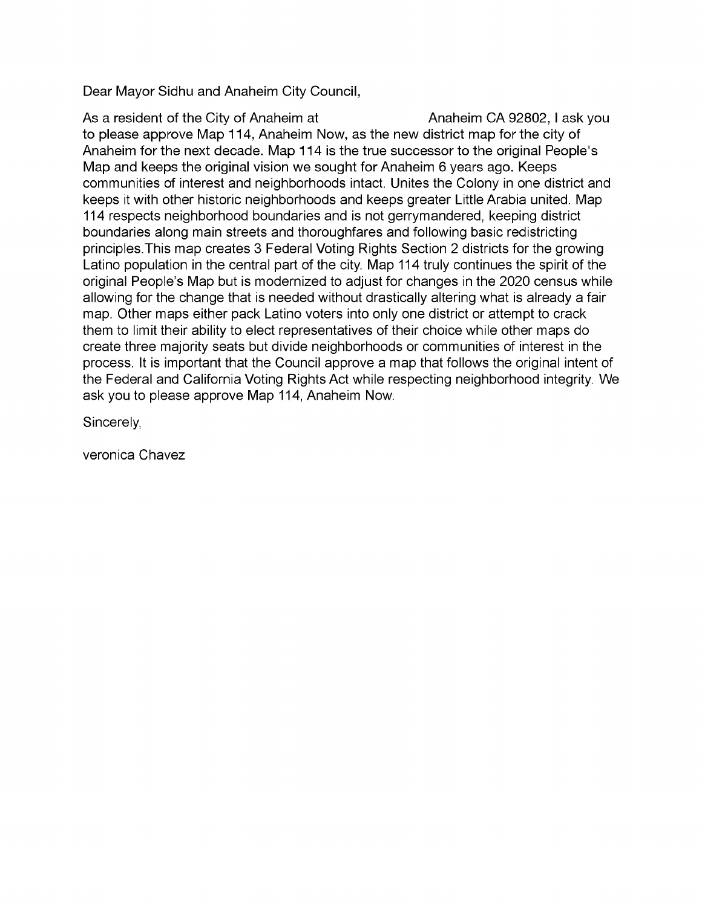Dear Mayor Sidhu and Anaheim City Council,

As a resident of the City of Anaheim at Anaheim CA 92802, I ask you to please approve Map 114, Anaheim Now, as the new district map for the city of Anaheim for the next decade. Map 114 is the true successor to the original People's Map and keeps the original vision we sought for Anaheim 6 years ago. Keeps communities of interest and neighborhoods intact. Unites the Colony in one district and keeps it with other historic neighborhoods and keeps greater Little Arabia united. Map 114 respects neighborhood boundaries and is not gerrymandered, keeping district boundaries along main streets and thoroughfares and following basic redistricting principles.This map creates 3 Federal Voting Rights Section 2 districts for the growing Latino population in the central part of the city. Map 114 truly continues the spirit of the original People's Map but is modernized to adjust for changes in the 2020 census while allowing for the change that is needed without drastically altering what is already a fair map. Other maps either pack Latino voters into only one district or attempt to crack them to limit their ability to elect representatives of their choice while other maps do create three majority seats but divide neighborhoods or communities of interest in the process. It is important that the Council approve a map that follows the original intent of the Federal and California Voting Rights Act while respecting neighborhood integrity. We ask you to please approve Map 114, Anaheim Now.

Sincerely,

veronica Chavez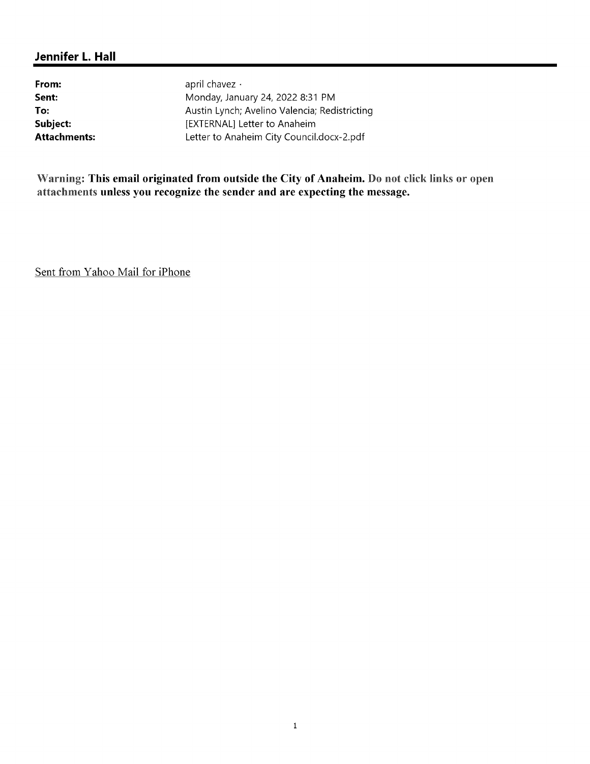## Jennifer L. Hall

| | |
|---|---|
| **From:** | april chavez · |
| **Sent:** | Monday, January 24, 2022 8:31 PM |
| **To:** | Austin Lynch; Avelino Valencia; Redistricting |
| **Subject:** | [EXTERNAL] Letter to Anaheim |
| **Attachments:** | Letter to Anaheim City Council.docx-2.pdf |

**Warning: This email originated from outside the City of Anaheim. Do not click links or open attachments unless you recognize the sender and are expecting the message.**

Sent from Yahoo Mail for iPhone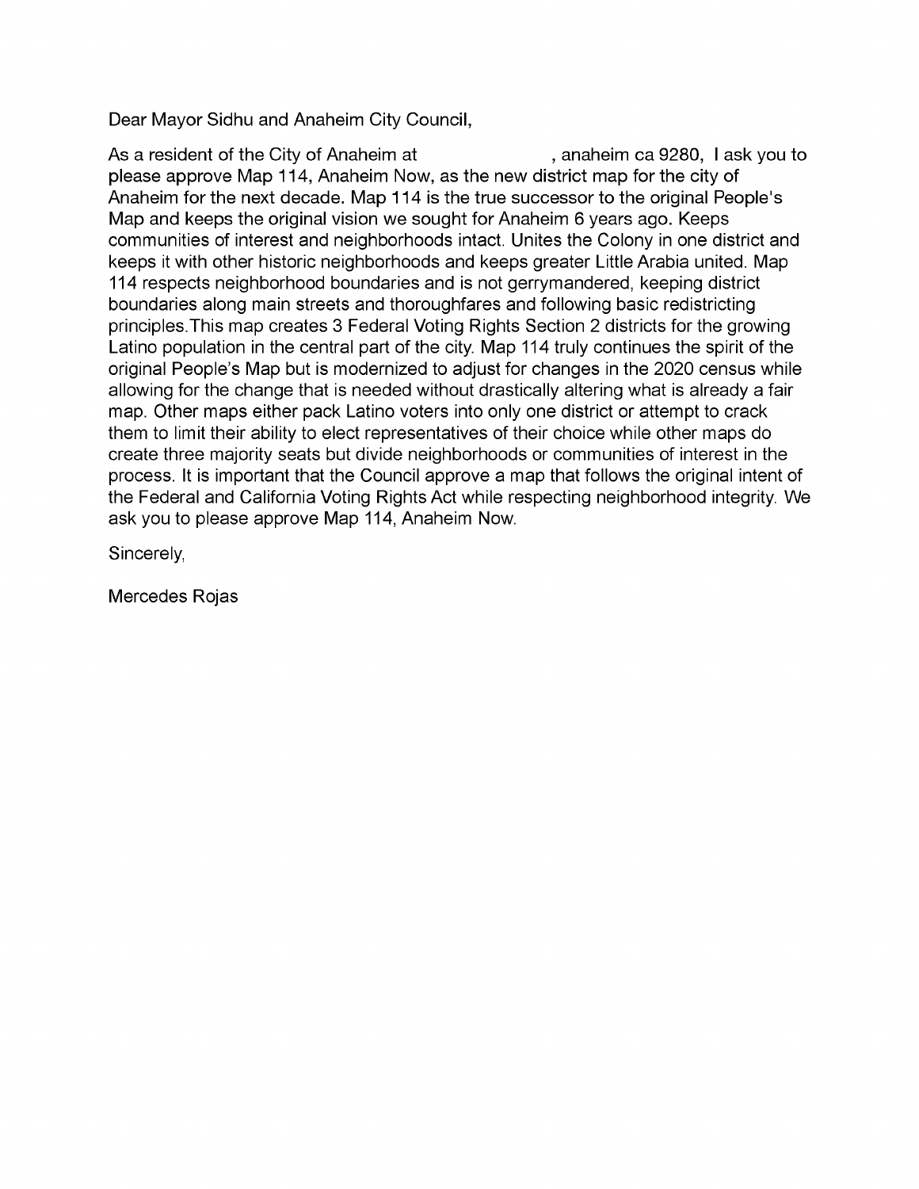Dear Mayor Sidhu and Anaheim City Council,

As a resident of the City of Anaheim at , anaheim ca 9280, I ask you to please approve Map 114, Anaheim Now, as the new district map for the city of Anaheim for the next decade. Map 114 is the true successor to the original People's Map and keeps the original vision we sought for Anaheim 6 years ago. Keeps communities of interest and neighborhoods intact. Unites the Colony in one district and keeps it with other historic neighborhoods and keeps greater Little Arabia united. Map 114 respects neighborhood boundaries and is not gerrymandered, keeping district boundaries along main streets and thoroughfares and following basic redistricting principles.This map creates 3 Federal Voting Rights Section 2 districts for the growing Latino population in the central part of the city. Map 114 truly continues the spirit of the original People's Map but is modernized to adjust for changes in the 2020 census while allowing for the change that is needed without drastically altering what is already a fair map. Other maps either pack Latino voters into only one district or attempt to crack them to limit their ability to elect representatives of their choice while other maps do create three majority seats but divide neighborhoods or communities of interest in the process. It is important that the Council approve a map that follows the original intent of the Federal and California Voting Rights Act while respecting neighborhood integrity. We ask you to please approve Map 114, Anaheim Now.

Sincerely,

Mercedes Rojas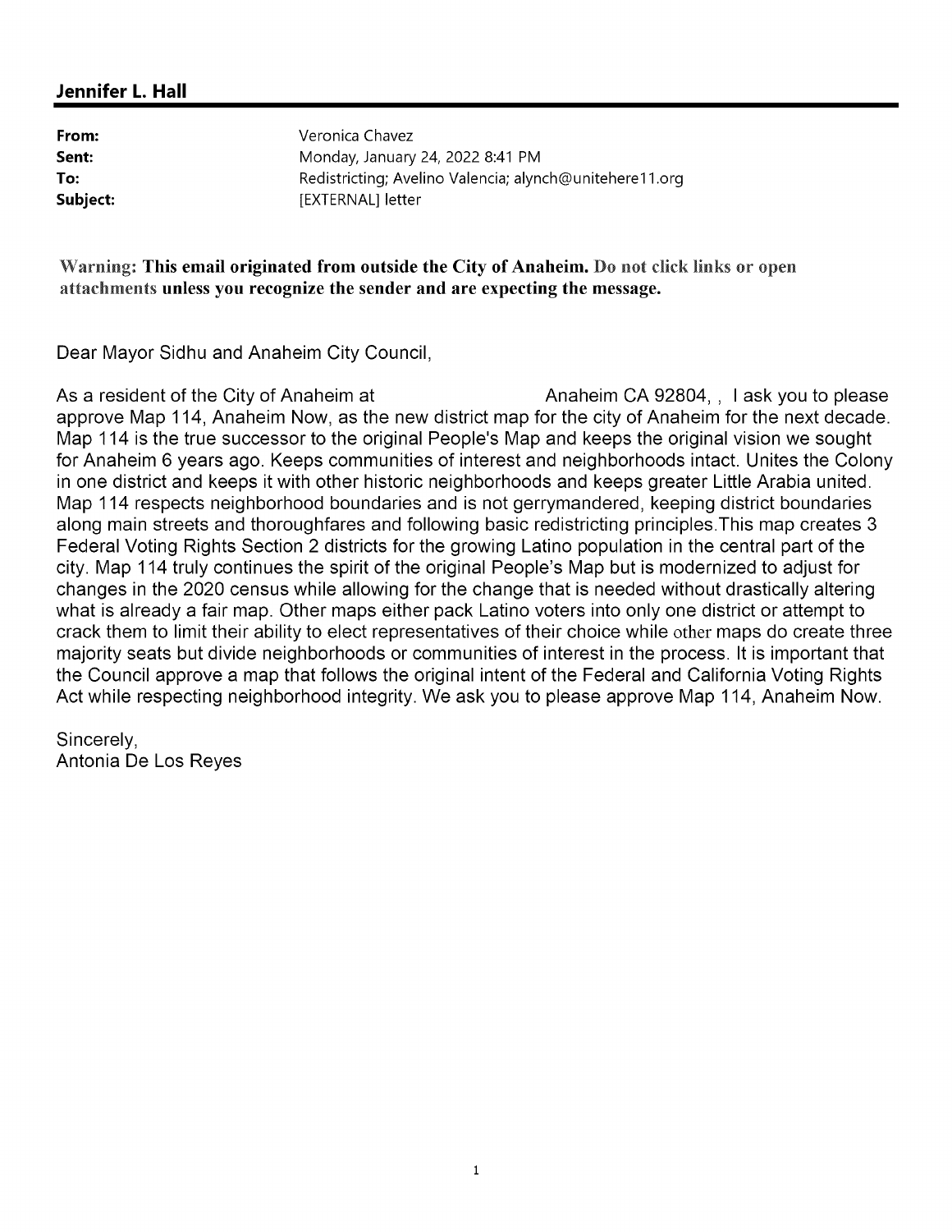## Jennifer L. Hall

| | |
|---|---|
| **From:** | Veronica Chavez |
| **Sent:** | Monday, January 24, 2022 8:41 PM |
| **To:** | Redistricting; Avelino Valencia; alynch@unitehere11.org |
| **Subject:** | [EXTERNAL] letter |

**Warning: This email originated from outside the City of Anaheim. Do not click links or open attachments unless you recognize the sender and are expecting the message.**

Dear Mayor Sidhu and Anaheim City Council,

As a resident of the City of Anaheim at Anaheim CA 92804, , I ask you to please approve Map 114, Anaheim Now, as the new district map for the city of Anaheim for the next decade. Map 114 is the true successor to the original People's Map and keeps the original vision we sought for Anaheim 6 years ago. Keeps communities of interest and neighborhoods intact. Unites the Colony in one district and keeps it with other historic neighborhoods and keeps greater Little Arabia united. Map 114 respects neighborhood boundaries and is not gerrymandered, keeping district boundaries along main streets and thoroughfares and following basic redistricting principles.This map creates 3 Federal Voting Rights Section 2 districts for the growing Latino population in the central part of the city. Map 114 truly continues the spirit of the original People's Map but is modernized to adjust for changes in the 2020 census while allowing for the change that is needed without drastically altering what is already a fair map. Other maps either pack Latino voters into only one district or attempt to crack them to limit their ability to elect representatives of their choice while other maps do create three majority seats but divide neighborhoods or communities of interest in the process. It is important that the Council approve a map that follows the original intent of the Federal and California Voting Rights Act while respecting neighborhood integrity. We ask you to please approve Map 114, Anaheim Now.

Sincerely,
Antonia De Los Reyes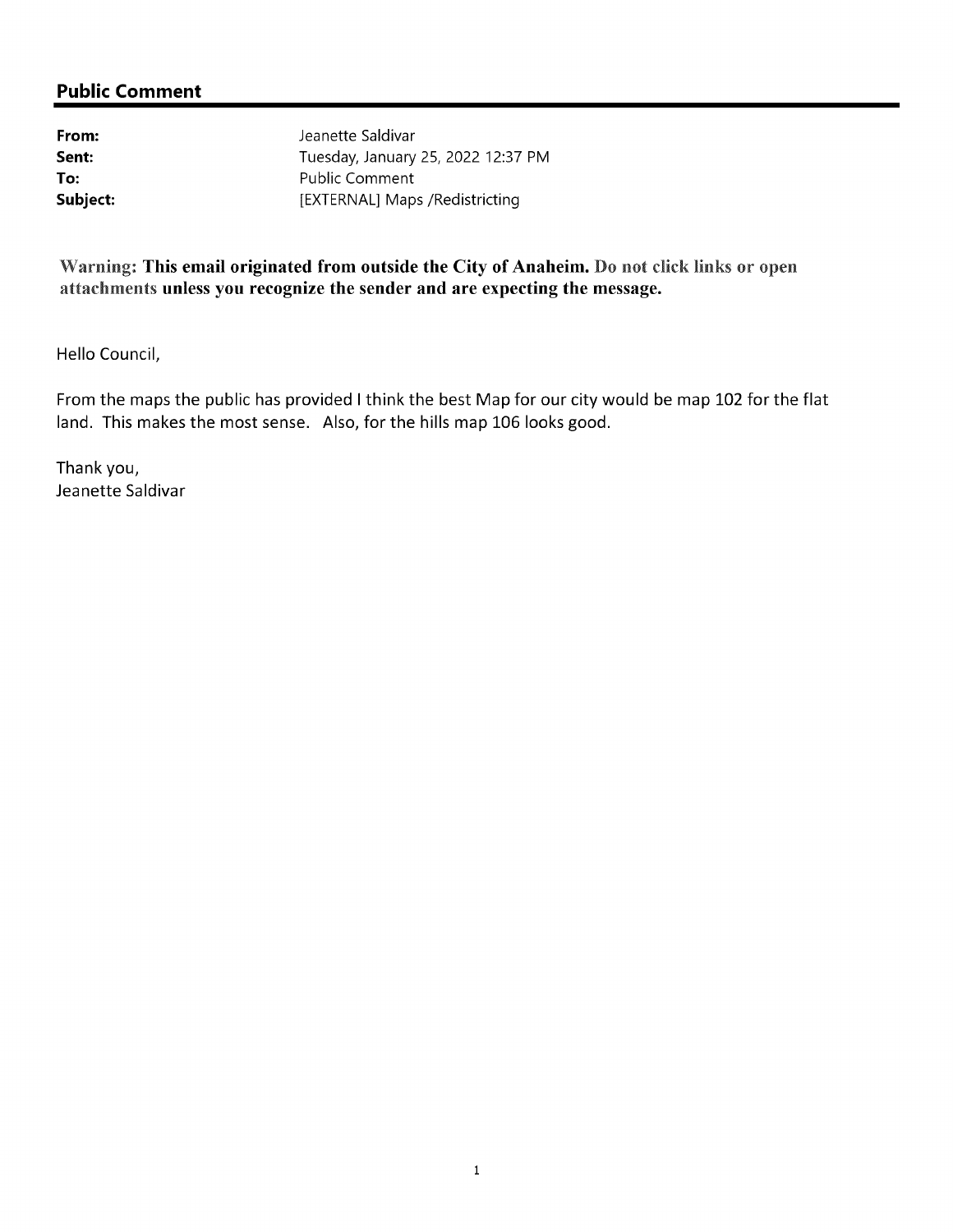## Public Comment

| | |
|---|---|
| **From:** | Jeanette Saldivar |
| **Sent:** | Tuesday, January 25, 2022 12:37 PM |
| **To:** | Public Comment |
| **Subject:** | [EXTERNAL] Maps /Redistricting |

**Warning: This email originated from outside the City of Anaheim. Do not click links or open attachments unless you recognize the sender and are expecting the message.**

Hello Council,

From the maps the public has provided I think the best Map for our city would be map 102 for the flat land. This makes the most sense. Also, for the hills map 106 looks good.

Thank you,
Jeanette Saldivar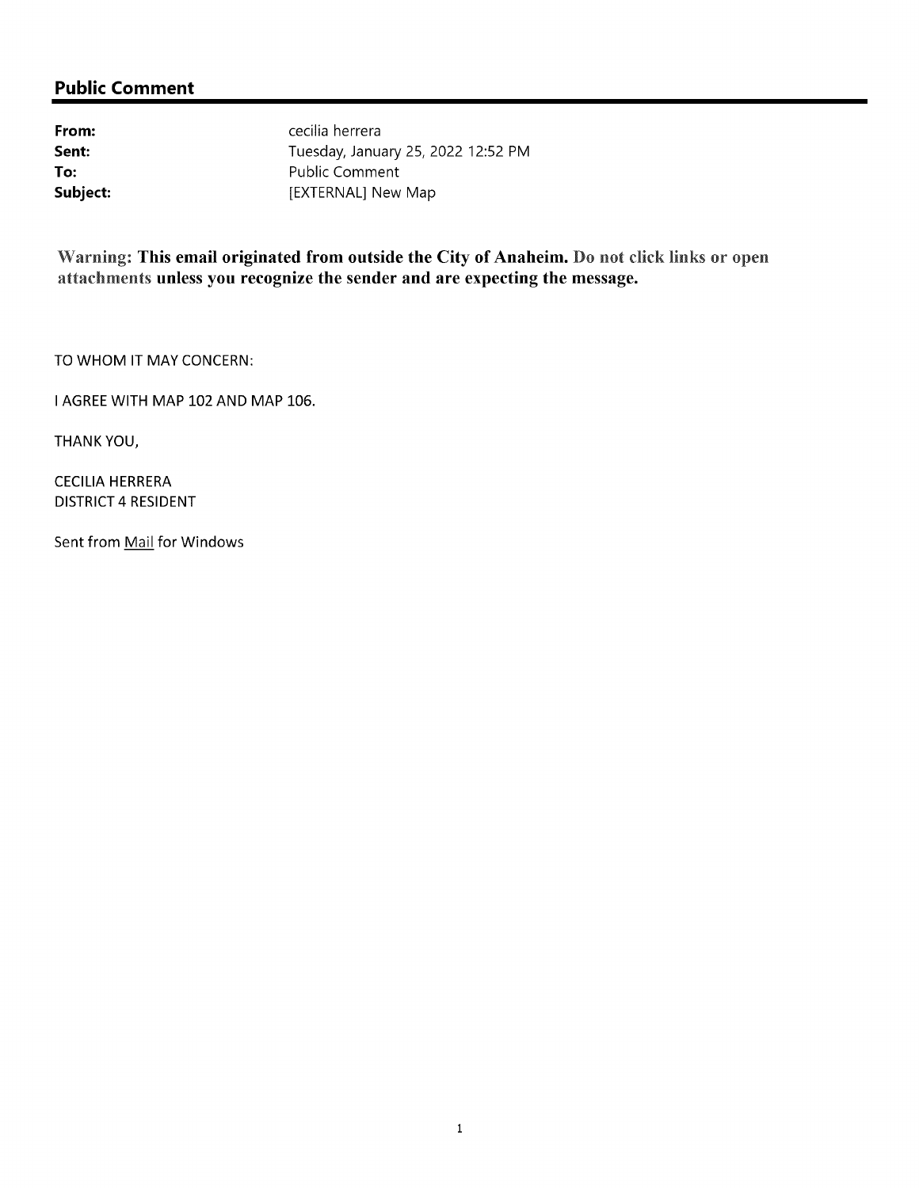## Public Comment

| | |
|---|---|
| **From:** | cecilia herrera |
| **Sent:** | Tuesday, January 25, 2022 12:52 PM |
| **To:** | Public Comment |
| **Subject:** | [EXTERNAL] New Map |

**Warning: This email originated from outside the City of Anaheim. Do not click links or open attachments unless you recognize the sender and are expecting the message.**

TO WHOM IT MAY CONCERN:

I AGREE WITH MAP 102 AND MAP 106.

THANK YOU,

CECILIA HERRERA
DISTRICT 4 RESIDENT

Sent from Mail for Windows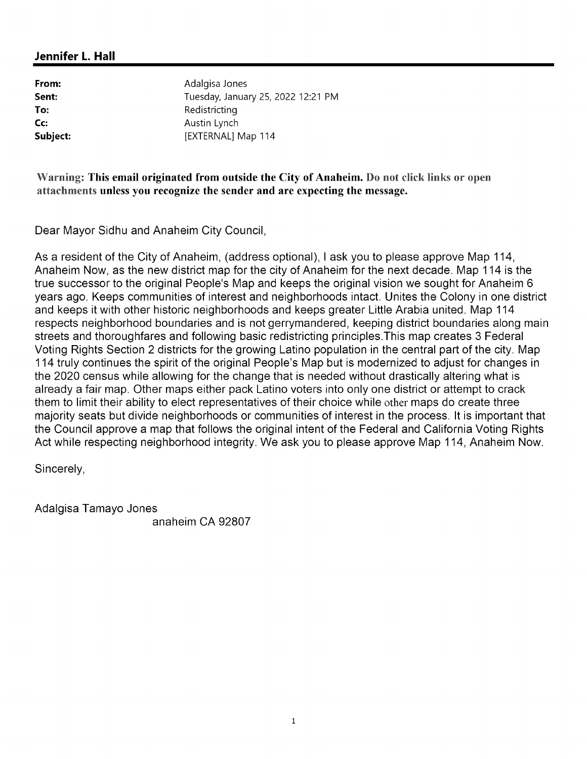**Jennifer L. Hall**

| | |
|---|---|
| **From:** | Adalgisa Jones |
| **Sent:** | Tuesday, January 25, 2022 12:21 PM |
| **To:** | Redistricting |
| **Cc:** | Austin Lynch |
| **Subject:** | [EXTERNAL] Map 114 |

**Warning: This email originated from outside the City of Anaheim. Do not click links or open attachments unless you recognize the sender and are expecting the message.**

Dear Mayor Sidhu and Anaheim City Council,

As a resident of the City of Anaheim, (address optional), I ask you to please approve Map 114, Anaheim Now, as the new district map for the city of Anaheim for the next decade. Map 114 is the true successor to the original People's Map and keeps the original vision we sought for Anaheim 6 years ago. Keeps communities of interest and neighborhoods intact. Unites the Colony in one district and keeps it with other historic neighborhoods and keeps greater Little Arabia united. Map 114 respects neighborhood boundaries and is not gerrymandered, keeping district boundaries along main streets and thoroughfares and following basic redistricting principles.This map creates 3 Federal Voting Rights Section 2 districts for the growing Latino population in the central part of the city. Map 114 truly continues the spirit of the original People's Map but is modernized to adjust for changes in the 2020 census while allowing for the change that is needed without drastically altering what is already a fair map. Other maps either pack Latino voters into only one district or attempt to crack them to limit their ability to elect representatives of their choice while other maps do create three majority seats but divide neighborhoods or communities of interest in the process. It is important that the Council approve a map that follows the original intent of the Federal and California Voting Rights Act while respecting neighborhood integrity. We ask you to please approve Map 114, Anaheim Now.

Sincerely,

Adalgisa Tamayo Jones
anaheim CA 92807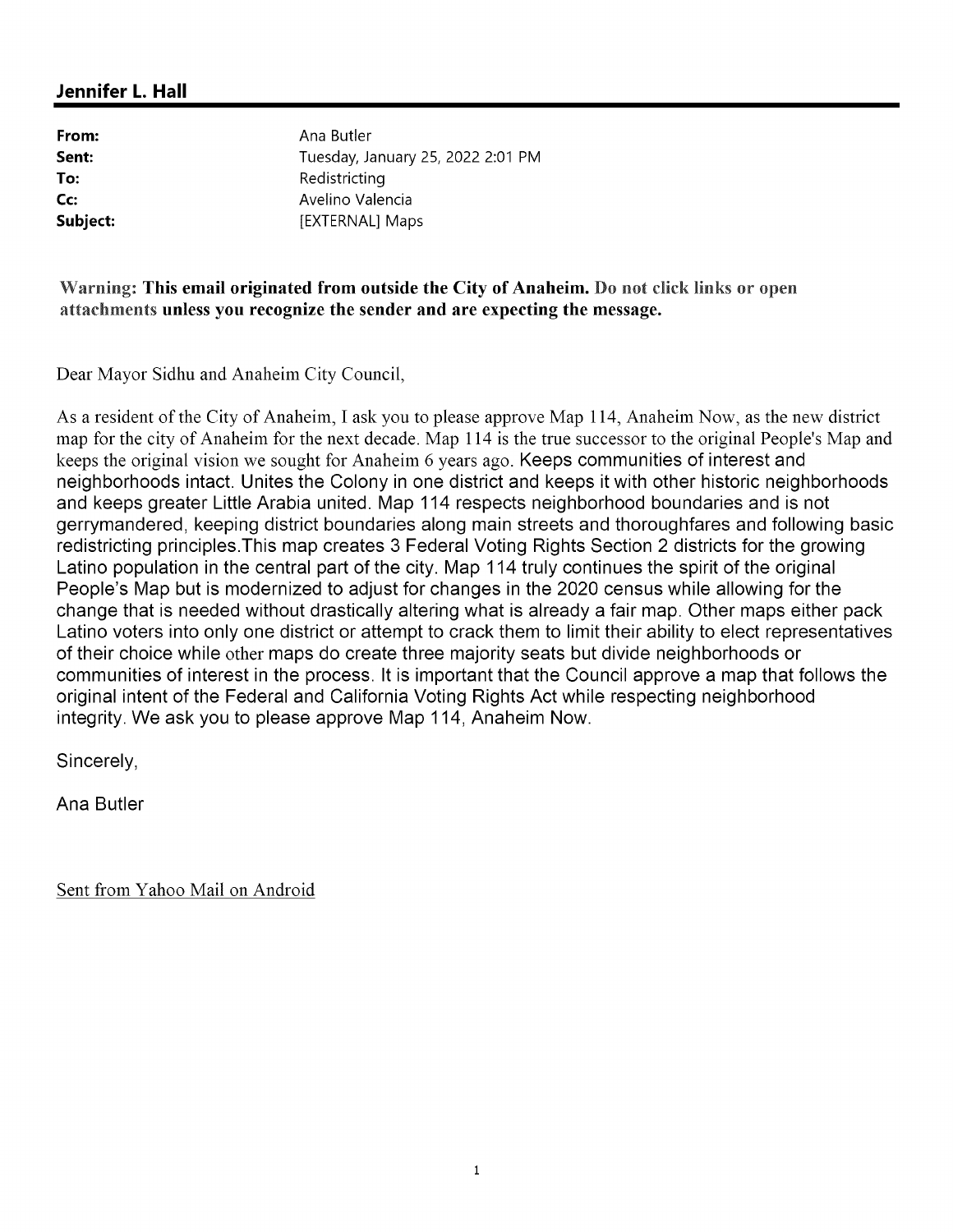**Jennifer L. Hall**

| | |
|---|---|
| **From:** | Ana Butler |
| **Sent:** | Tuesday, January 25, 2022 2:01 PM |
| **To:** | Redistricting |
| **Cc:** | Avelino Valencia |
| **Subject:** | [EXTERNAL] Maps |

**Warning: This email originated from outside the City of Anaheim. Do not click links or open attachments unless you recognize the sender and are expecting the message.**

Dear Mayor Sidhu and Anaheim City Council,

As a resident of the City of Anaheim, I ask you to please approve Map 114, Anaheim Now, as the new district map for the city of Anaheim for the next decade. Map 114 is the true successor to the original People's Map and keeps the original vision we sought for Anaheim 6 years ago. Keeps communities of interest and neighborhoods intact. Unites the Colony in one district and keeps it with other historic neighborhoods and keeps greater Little Arabia united. Map 114 respects neighborhood boundaries and is not gerrymandered, keeping district boundaries along main streets and thoroughfares and following basic redistricting principles.This map creates 3 Federal Voting Rights Section 2 districts for the growing Latino population in the central part of the city. Map 114 truly continues the spirit of the original People's Map but is modernized to adjust for changes in the 2020 census while allowing for the change that is needed without drastically altering what is already a fair map. Other maps either pack Latino voters into only one district or attempt to crack them to limit their ability to elect representatives of their choice while other maps do create three majority seats but divide neighborhoods or communities of interest in the process. It is important that the Council approve a map that follows the original intent of the Federal and California Voting Rights Act while respecting neighborhood integrity. We ask you to please approve Map 114, Anaheim Now.

Sincerely,

Ana Butler

Sent from Yahoo Mail on Android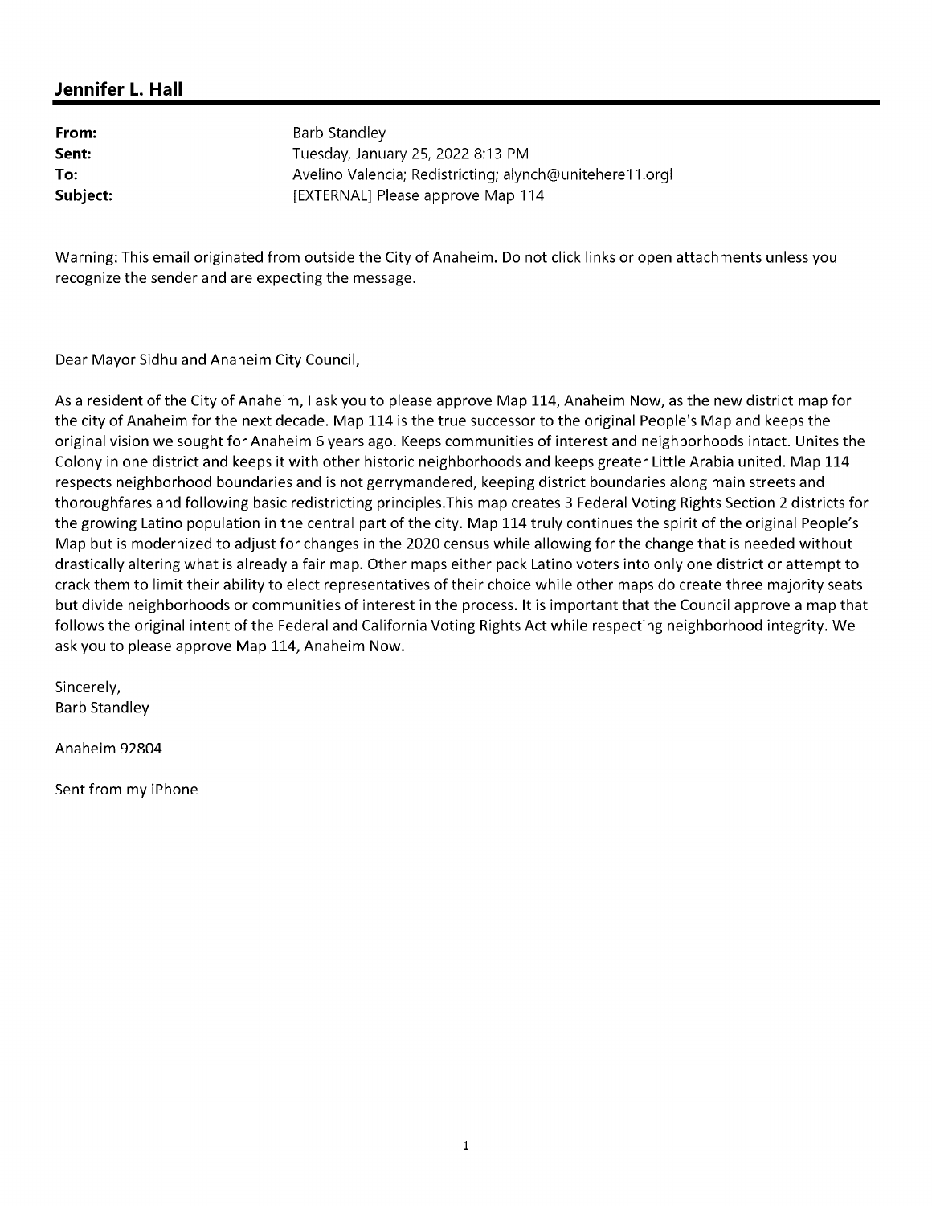## Jennifer L. Hall

| | |
|---|---|
| **From:** | Barb Standley |
| **Sent:** | Tuesday, January 25, 2022 8:13 PM |
| **To:** | Avelino Valencia; Redistricting; alynch@unitehere11.orgl |
| **Subject:** | [EXTERNAL] Please approve Map 114 |

Warning: This email originated from outside the City of Anaheim. Do not click links or open attachments unless you recognize the sender and are expecting the message.

Dear Mayor Sidhu and Anaheim City Council,

As a resident of the City of Anaheim, I ask you to please approve Map 114, Anaheim Now, as the new district map for the city of Anaheim for the next decade. Map 114 is the true successor to the original People's Map and keeps the original vision we sought for Anaheim 6 years ago. Keeps communities of interest and neighborhoods intact. Unites the Colony in one district and keeps it with other historic neighborhoods and keeps greater Little Arabia united. Map 114 respects neighborhood boundaries and is not gerrymandered, keeping district boundaries along main streets and thoroughfares and following basic redistricting principles.This map creates 3 Federal Voting Rights Section 2 districts for the growing Latino population in the central part of the city. Map 114 truly continues the spirit of the original People's Map but is modernized to adjust for changes in the 2020 census while allowing for the change that is needed without drastically altering what is already a fair map. Other maps either pack Latino voters into only one district or attempt to crack them to limit their ability to elect representatives of their choice while other maps do create three majority seats but divide neighborhoods or communities of interest in the process. It is important that the Council approve a map that follows the original intent of the Federal and California Voting Rights Act while respecting neighborhood integrity. We ask you to please approve Map 114, Anaheim Now.

Sincerely,
Barb Standley

Anaheim 92804

Sent from my iPhone